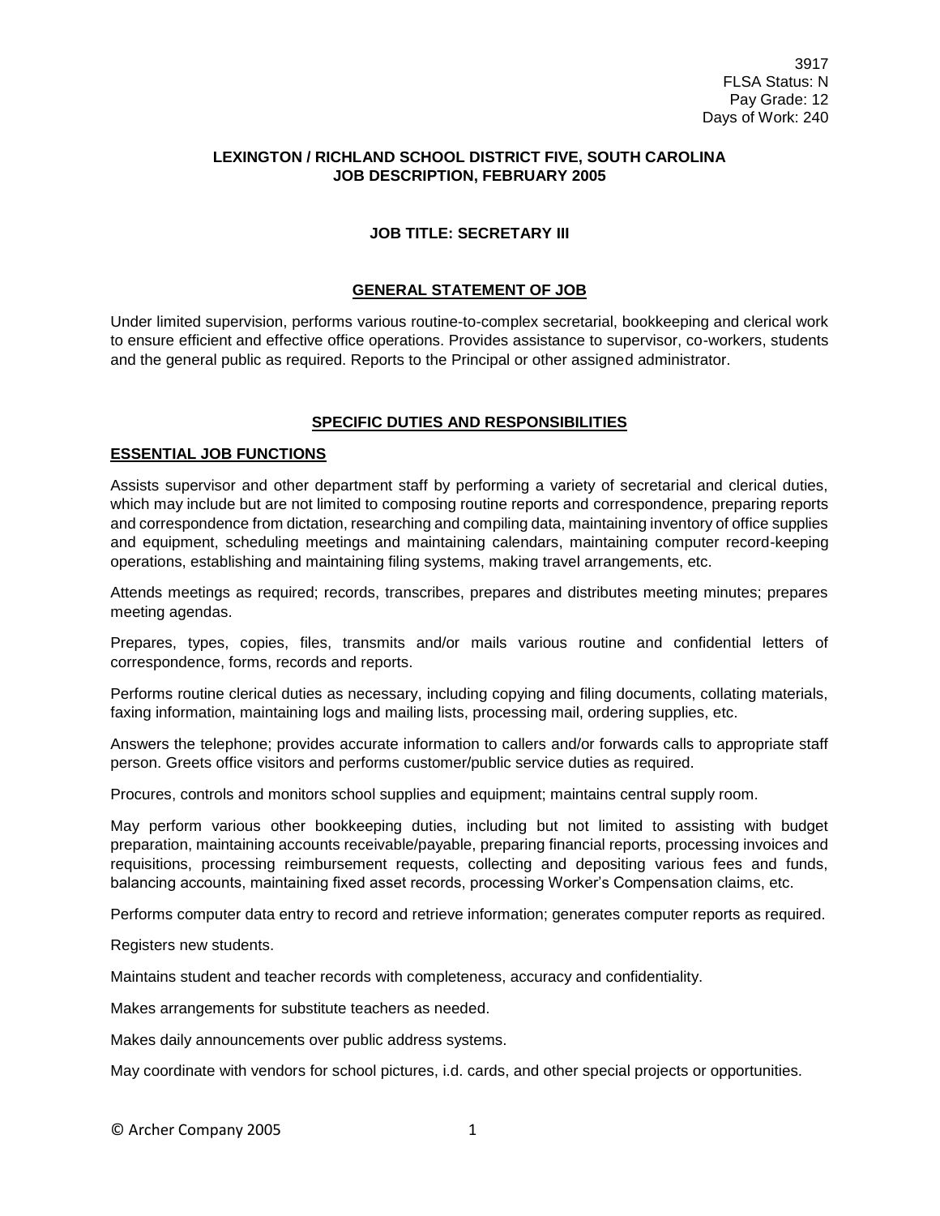3917
FLSA Status: N
Pay Grade: 12
Days of Work: 240

**LEXINGTON / RICHLAND SCHOOL DISTRICT FIVE, SOUTH CAROLINA**
**JOB DESCRIPTION, FEBRUARY 2005**

# JOB TITLE: SECRETARY III

## GENERAL STATEMENT OF JOB

Under limited supervision, performs various routine-to-complex secretarial, bookkeeping and clerical work to ensure efficient and effective office operations. Provides assistance to supervisor, co-workers, students and the general public as required. Reports to the Principal or other assigned administrator.

## SPECIFIC DUTIES AND RESPONSIBILITIES

### ESSENTIAL JOB FUNCTIONS

Assists supervisor and other department staff by performing a variety of secretarial and clerical duties, which may include but are not limited to composing routine reports and correspondence, preparing reports and correspondence from dictation, researching and compiling data, maintaining inventory of office supplies and equipment, scheduling meetings and maintaining calendars, maintaining computer record-keeping operations, establishing and maintaining filing systems, making travel arrangements, etc.

Attends meetings as required; records, transcribes, prepares and distributes meeting minutes; prepares meeting agendas.

Prepares, types, copies, files, transmits and/or mails various routine and confidential letters of correspondence, forms, records and reports.

Performs routine clerical duties as necessary, including copying and filing documents, collating materials, faxing information, maintaining logs and mailing lists, processing mail, ordering supplies, etc.

Answers the telephone; provides accurate information to callers and/or forwards calls to appropriate staff person. Greets office visitors and performs customer/public service duties as required.

Procures, controls and monitors school supplies and equipment; maintains central supply room.

May perform various other bookkeeping duties, including but not limited to assisting with budget preparation, maintaining accounts receivable/payable, preparing financial reports, processing invoices and requisitions, processing reimbursement requests, collecting and depositing various fees and funds, balancing accounts, maintaining fixed asset records, processing Worker's Compensation claims, etc.

Performs computer data entry to record and retrieve information; generates computer reports as required.

Registers new students.

Maintains student and teacher records with completeness, accuracy and confidentiality.

Makes arrangements for substitute teachers as needed.

Makes daily announcements over public address systems.

May coordinate with vendors for school pictures, i.d. cards, and other special projects or opportunities.

© Archer Company 2005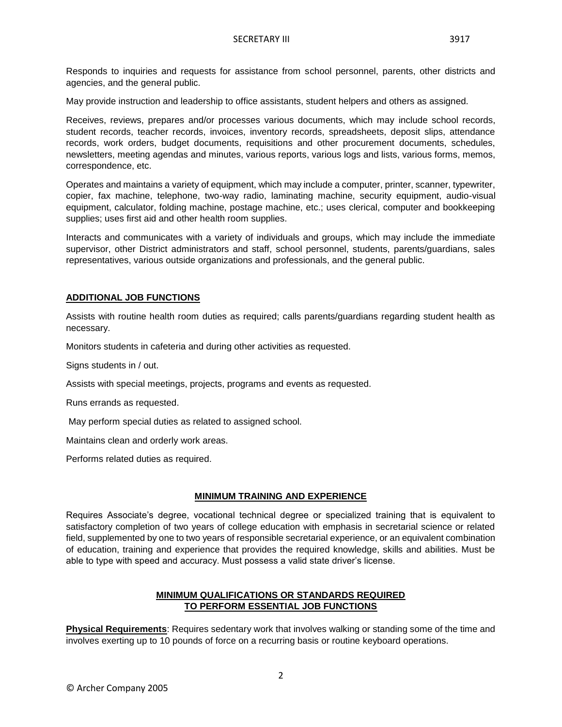Responds to inquiries and requests for assistance from school personnel, parents, other districts and agencies, and the general public.

May provide instruction and leadership to office assistants, student helpers and others as assigned.

Receives, reviews, prepares and/or processes various documents, which may include school records, student records, teacher records, invoices, inventory records, spreadsheets, deposit slips, attendance records, work orders, budget documents, requisitions and other procurement documents, schedules, newsletters, meeting agendas and minutes, various reports, various logs and lists, various forms, memos, correspondence, etc.

Operates and maintains a variety of equipment, which may include a computer, printer, scanner, typewriter, copier, fax machine, telephone, two-way radio, laminating machine, security equipment, audio-visual equipment, calculator, folding machine, postage machine, etc.; uses clerical, computer and bookkeeping supplies; uses first aid and other health room supplies.

Interacts and communicates with a variety of individuals and groups, which may include the immediate supervisor, other District administrators and staff, school personnel, students, parents/guardians, sales representatives, various outside organizations and professionals, and the general public.

## ADDITIONAL JOB FUNCTIONS

Assists with routine health room duties as required; calls parents/guardians regarding student health as necessary.

Monitors students in cafeteria and during other activities as requested.

Signs students in / out.

Assists with special meetings, projects, programs and events as requested.

Runs errands as requested.

May perform special duties as related to assigned school.

Maintains clean and orderly work areas.

Performs related duties as required.

## MINIMUM TRAINING AND EXPERIENCE

Requires Associate's degree, vocational technical degree or specialized training that is equivalent to satisfactory completion of two years of college education with emphasis in secretarial science or related field, supplemented by one to two years of responsible secretarial experience, or an equivalent combination of education, training and experience that provides the required knowledge, skills and abilities. Must be able to type with speed and accuracy. Must possess a valid state driver's license.

## MINIMUM QUALIFICATIONS OR STANDARDS REQUIRED TO PERFORM ESSENTIAL JOB FUNCTIONS

**Physical Requirements**: Requires sedentary work that involves walking or standing some of the time and involves exerting up to 10 pounds of force on a recurring basis or routine keyboard operations.

© Archer Company 2005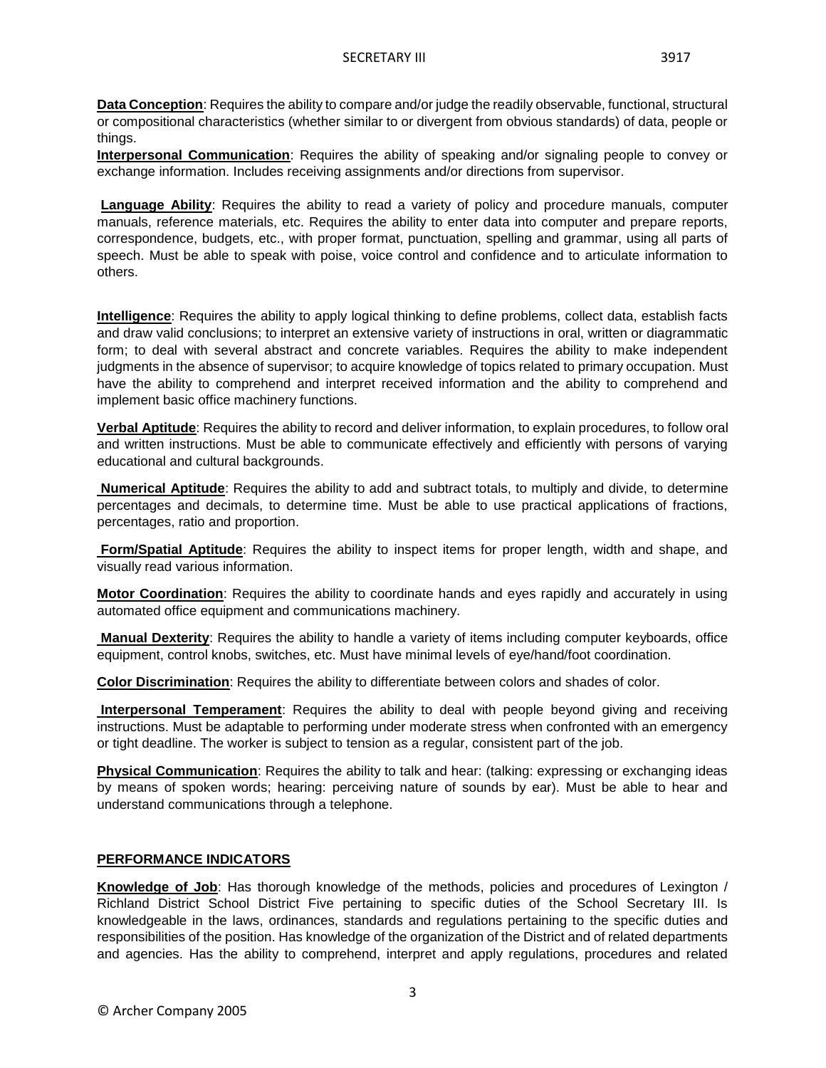**Data Conception**: Requires the ability to compare and/or judge the readily observable, functional, structural or compositional characteristics (whether similar to or divergent from obvious standards) of data, people or things.

**Interpersonal Communication**: Requires the ability of speaking and/or signaling people to convey or exchange information. Includes receiving assignments and/or directions from supervisor.

**Language Ability**: Requires the ability to read a variety of policy and procedure manuals, computer manuals, reference materials, etc. Requires the ability to enter data into computer and prepare reports, correspondence, budgets, etc., with proper format, punctuation, spelling and grammar, using all parts of speech. Must be able to speak with poise, voice control and confidence and to articulate information to others.

**Intelligence**: Requires the ability to apply logical thinking to define problems, collect data, establish facts and draw valid conclusions; to interpret an extensive variety of instructions in oral, written or diagrammatic form; to deal with several abstract and concrete variables. Requires the ability to make independent judgments in the absence of supervisor; to acquire knowledge of topics related to primary occupation. Must have the ability to comprehend and interpret received information and the ability to comprehend and implement basic office machinery functions.

**Verbal Aptitude**: Requires the ability to record and deliver information, to explain procedures, to follow oral and written instructions. Must be able to communicate effectively and efficiently with persons of varying educational and cultural backgrounds.

**Numerical Aptitude**: Requires the ability to add and subtract totals, to multiply and divide, to determine percentages and decimals, to determine time. Must be able to use practical applications of fractions, percentages, ratio and proportion.

**Form/Spatial Aptitude**: Requires the ability to inspect items for proper length, width and shape, and visually read various information.

**Motor Coordination**: Requires the ability to coordinate hands and eyes rapidly and accurately in using automated office equipment and communications machinery.

**Manual Dexterity**: Requires the ability to handle a variety of items including computer keyboards, office equipment, control knobs, switches, etc. Must have minimal levels of eye/hand/foot coordination.

**Color Discrimination**: Requires the ability to differentiate between colors and shades of color.

**Interpersonal Temperament**: Requires the ability to deal with people beyond giving and receiving instructions. Must be adaptable to performing under moderate stress when confronted with an emergency or tight deadline. The worker is subject to tension as a regular, consistent part of the job.

**Physical Communication**: Requires the ability to talk and hear: (talking: expressing or exchanging ideas by means of spoken words; hearing: perceiving nature of sounds by ear). Must be able to hear and understand communications through a telephone.

## PERFORMANCE INDICATORS

**Knowledge of Job**: Has thorough knowledge of the methods, policies and procedures of Lexington / Richland District School District Five pertaining to specific duties of the School Secretary III. Is knowledgeable in the laws, ordinances, standards and regulations pertaining to the specific duties and responsibilities of the position. Has knowledge of the organization of the District and of related departments and agencies. Has the ability to comprehend, interpret and apply regulations, procedures and related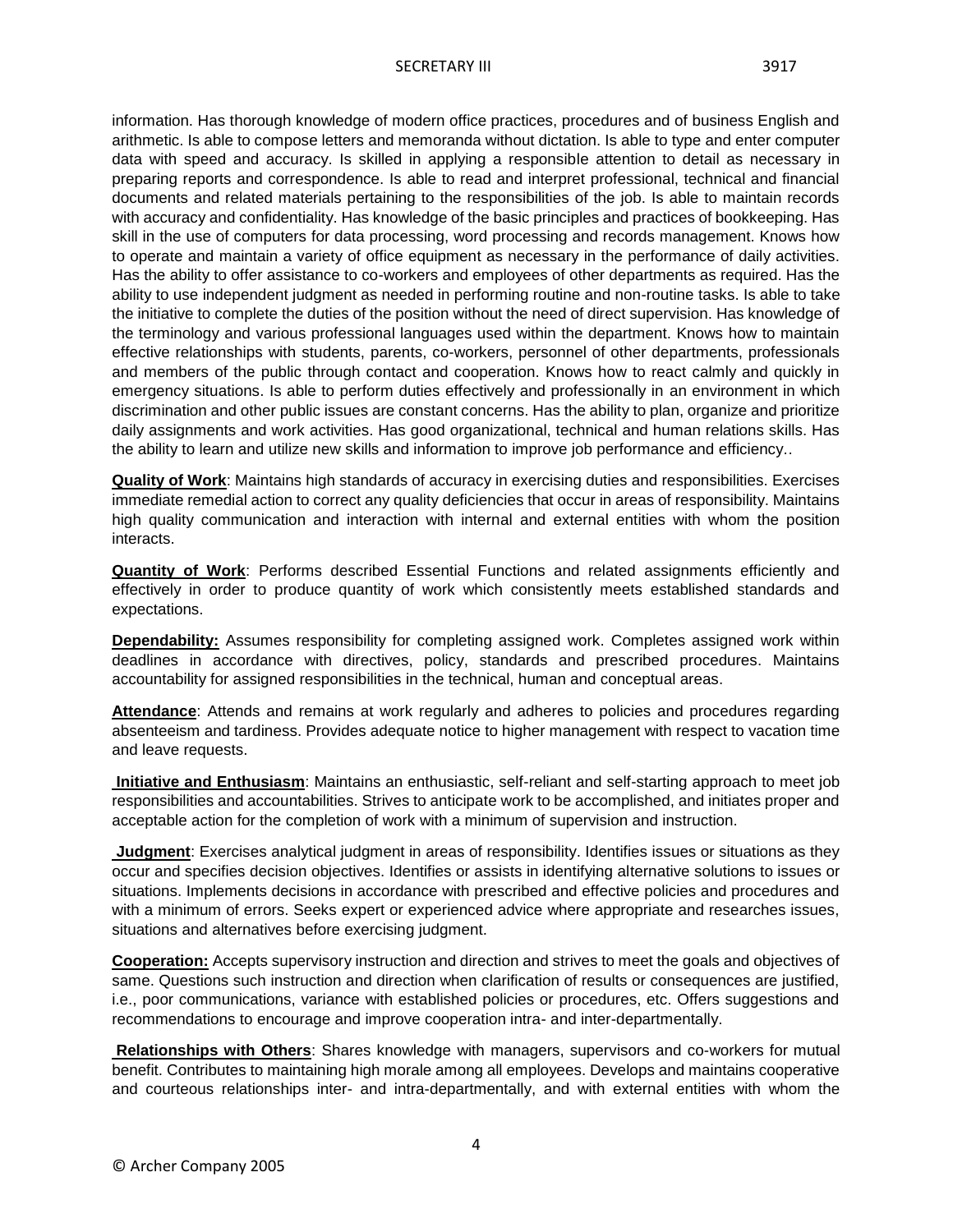information. Has thorough knowledge of modern office practices, procedures and of business English and arithmetic. Is able to compose letters and memoranda without dictation. Is able to type and enter computer data with speed and accuracy. Is skilled in applying a responsible attention to detail as necessary in preparing reports and correspondence. Is able to read and interpret professional, technical and financial documents and related materials pertaining to the responsibilities of the job. Is able to maintain records with accuracy and confidentiality. Has knowledge of the basic principles and practices of bookkeeping. Has skill in the use of computers for data processing, word processing and records management. Knows how to operate and maintain a variety of office equipment as necessary in the performance of daily activities. Has the ability to offer assistance to co-workers and employees of other departments as required. Has the ability to use independent judgment as needed in performing routine and non-routine tasks. Is able to take the initiative to complete the duties of the position without the need of direct supervision. Has knowledge of the terminology and various professional languages used within the department. Knows how to maintain effective relationships with students, parents, co-workers, personnel of other departments, professionals and members of the public through contact and cooperation. Knows how to react calmly and quickly in emergency situations. Is able to perform duties effectively and professionally in an environment in which discrimination and other public issues are constant concerns. Has the ability to plan, organize and prioritize daily assignments and work activities. Has good organizational, technical and human relations skills. Has the ability to learn and utilize new skills and information to improve job performance and efficiency..

**Quality of Work**: Maintains high standards of accuracy in exercising duties and responsibilities. Exercises immediate remedial action to correct any quality deficiencies that occur in areas of responsibility. Maintains high quality communication and interaction with internal and external entities with whom the position interacts.

**Quantity of Work**: Performs described Essential Functions and related assignments efficiently and effectively in order to produce quantity of work which consistently meets established standards and expectations.

**Dependability:** Assumes responsibility for completing assigned work. Completes assigned work within deadlines in accordance with directives, policy, standards and prescribed procedures. Maintains accountability for assigned responsibilities in the technical, human and conceptual areas.

**Attendance**: Attends and remains at work regularly and adheres to policies and procedures regarding absenteeism and tardiness. Provides adequate notice to higher management with respect to vacation time and leave requests.

**Initiative and Enthusiasm**: Maintains an enthusiastic, self-reliant and self-starting approach to meet job responsibilities and accountabilities. Strives to anticipate work to be accomplished, and initiates proper and acceptable action for the completion of work with a minimum of supervision and instruction.

**Judgment**: Exercises analytical judgment in areas of responsibility. Identifies issues or situations as they occur and specifies decision objectives. Identifies or assists in identifying alternative solutions to issues or situations. Implements decisions in accordance with prescribed and effective policies and procedures and with a minimum of errors. Seeks expert or experienced advice where appropriate and researches issues, situations and alternatives before exercising judgment.

**Cooperation:** Accepts supervisory instruction and direction and strives to meet the goals and objectives of same. Questions such instruction and direction when clarification of results or consequences are justified, i.e., poor communications, variance with established policies or procedures, etc. Offers suggestions and recommendations to encourage and improve cooperation intra- and inter-departmentally.

**Relationships with Others**: Shares knowledge with managers, supervisors and co-workers for mutual benefit. Contributes to maintaining high morale among all employees. Develops and maintains cooperative and courteous relationships inter- and intra-departmentally, and with external entities with whom the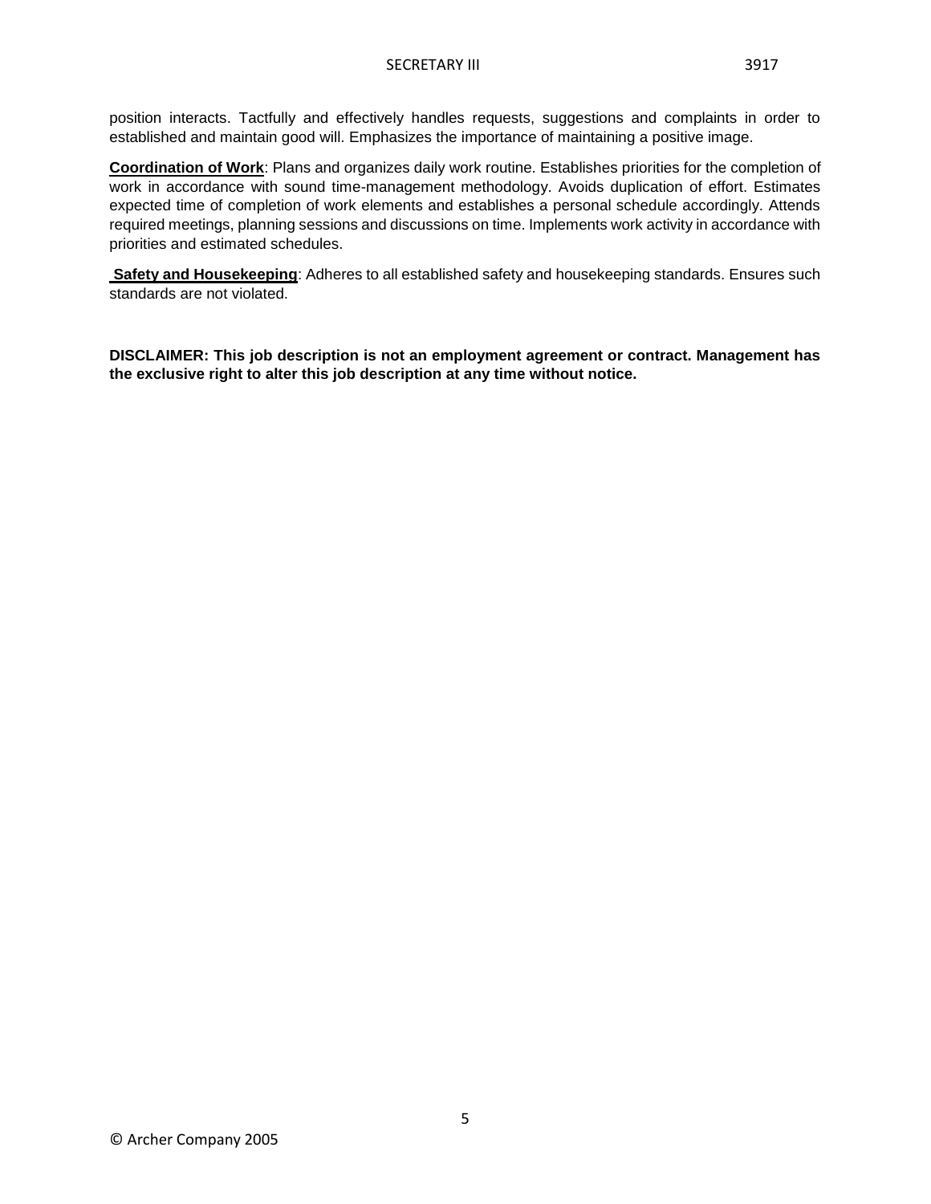position interacts. Tactfully and effectively handles requests, suggestions and complaints in order to established and maintain good will. Emphasizes the importance of maintaining a positive image.

**Coordination of Work**: Plans and organizes daily work routine. Establishes priorities for the completion of work in accordance with sound time-management methodology. Avoids duplication of effort. Estimates expected time of completion of work elements and establishes a personal schedule accordingly. Attends required meetings, planning sessions and discussions on time. Implements work activity in accordance with priorities and estimated schedules.

**Safety and Housekeeping**: Adheres to all established safety and housekeeping standards. Ensures such standards are not violated.

**DISCLAIMER: This job description is not an employment agreement or contract. Management has the exclusive right to alter this job description at any time without notice.**